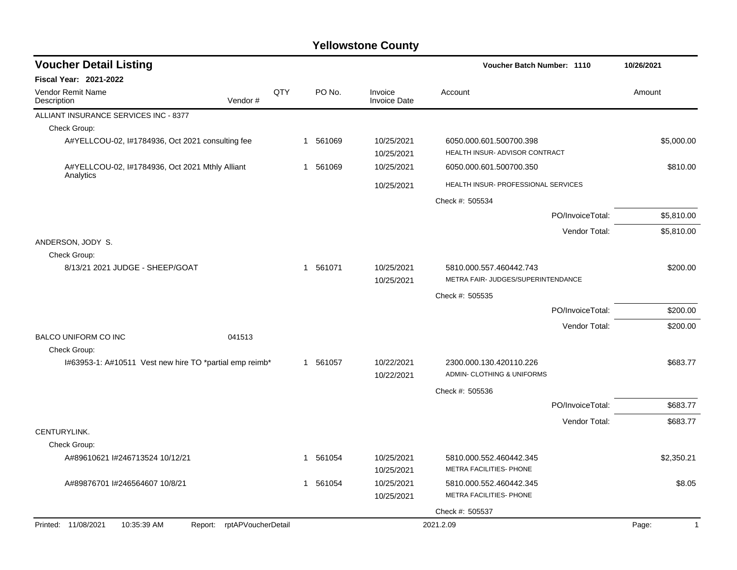# Yellowstone County

## Voucher Detail Listing

**Voucher Batch Number: 1110** | **10/26/2021**

**Fiscal Year: 2021-2022**

| Vendor Remit Name / Description | Vendor # | QTY | PO No. | Invoice / Invoice Date | Account | Amount |
|---|---|---|---|---|---|---|
| ALLIANT INSURANCE SERVICES INC - 8377 | | | | | | |
| Check Group: | | | | | | |
| A#YELLCOU-02, I#1784936, Oct 2021 consulting fee | | 1 | 561069 | 10/25/2021 | 6050.000.601.500700.398 | $5,000.00 |
| | | | | 10/25/2021 | HEALTH INSUR- ADVISOR CONTRACT | |
| A#YELLCOU-02, I#1784936, Oct 2021 Mthly Alliant Analytics | | 1 | 561069 | 10/25/2021 | 6050.000.601.500700.350 | $810.00 |
| | | | | 10/25/2021 | HEALTH INSUR- PROFESSIONAL SERVICES | |
| | | | | | Check #: 505534 | |
| | | | | | PO/InvoiceTotal: | $5,810.00 |
| | | | | | Vendor Total: | $5,810.00 |
| ANDERSON, JODY S. | | | | | | |
| Check Group: | | | | | | |
| 8/13/21 2021 JUDGE - SHEEP/GOAT | | 1 | 561071 | 10/25/2021 | 5810.000.557.460442.743 | $200.00 |
| | | | | 10/25/2021 | METRA FAIR- JUDGES/SUPERINTENDANCE | |
| | | | | | Check #: 505535 | |
| | | | | | PO/InvoiceTotal: | $200.00 |
| | | | | | Vendor Total: | $200.00 |
| BALCO UNIFORM CO INC | 041513 | | | | | |
| Check Group: | | | | | | |
| I#63953-1: A#10511 Vest new hire TO *partial emp reimb* | | 1 | 561057 | 10/22/2021 | 2300.000.130.420110.226 | $683.77 |
| | | | | 10/22/2021 | ADMIN- CLOTHING & UNIFORMS | |
| | | | | | Check #: 505536 | |
| | | | | | PO/InvoiceTotal: | $683.77 |
| | | | | | Vendor Total: | $683.77 |
| CENTURYLINK. | | | | | | |
| Check Group: | | | | | | |
| A#89610621 I#246713524 10/12/21 | | 1 | 561054 | 10/25/2021 | 5810.000.552.460442.345 | $2,350.21 |
| | | | | 10/25/2021 | METRA FACILITIES- PHONE | |
| A#89876701 I#246564607 10/8/21 | | 1 | 561054 | 10/25/2021 | 5810.000.552.460442.345 | $8.05 |
| | | | | 10/25/2021 | METRA FACILITIES- PHONE | |
| | | | | | Check #: 505537 | |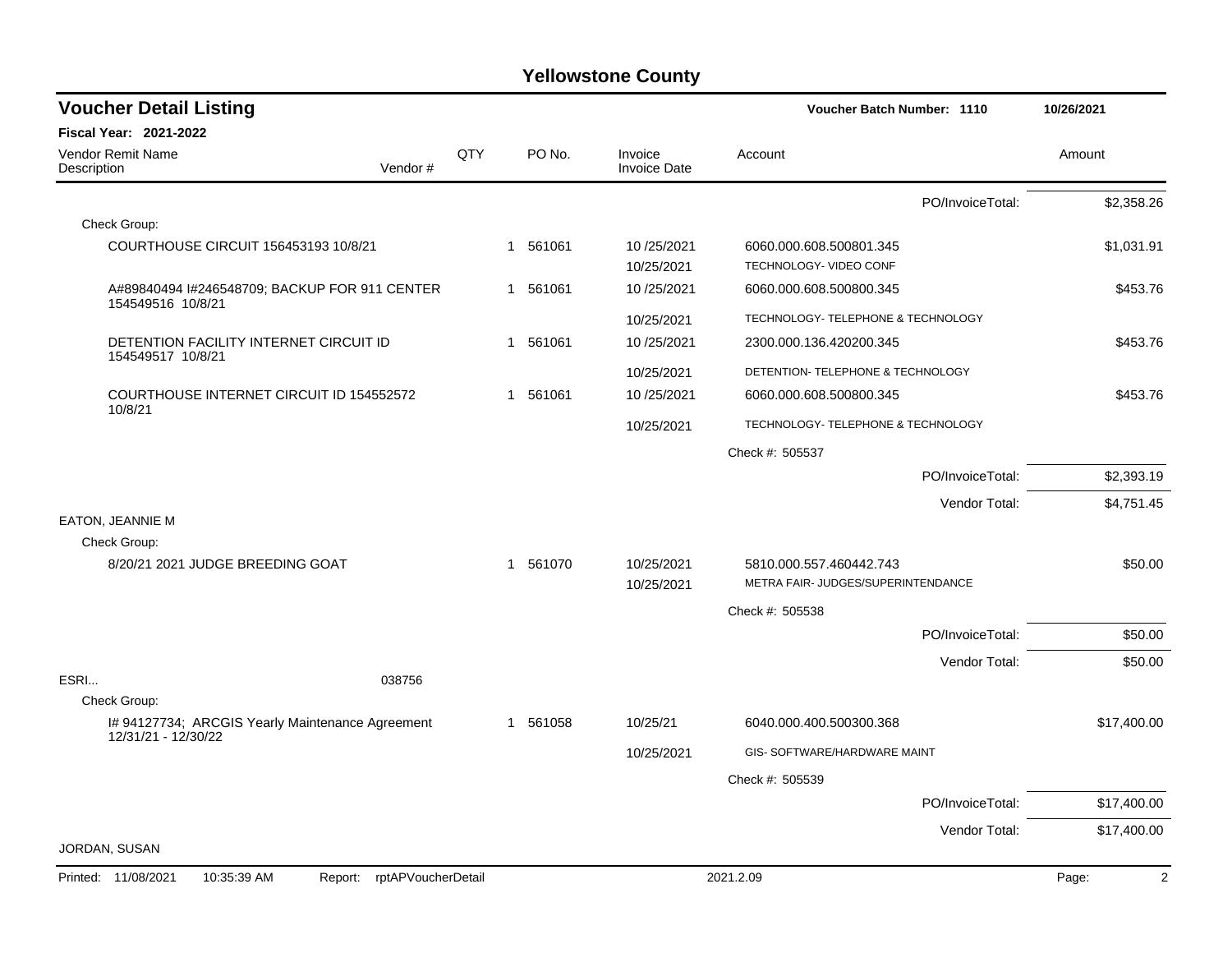# Yellowstone County

## Voucher Detail Listing

**Voucher Batch Number: 1110** — 10/26/2021

**Fiscal Year: 2021-2022**

| Vendor Remit Name / Description | Vendor # | QTY | PO No. | Invoice / Invoice Date | Account | Amount |
|---|---|---|---|---|---|---|
| | | | | | PO/InvoiceTotal: | $2,358.26 |
| Check Group: | | | | | | |
| COURTHOUSE CIRCUIT 156453193 10/8/21 | | 1 | 561061 | 10 /25/2021 | 6060.000.608.500801.345 | $1,031.91 |
| | | | | 10/25/2021 | TECHNOLOGY- VIDEO CONF | |
| A#89840494 I#246548709; BACKUP FOR 911 CENTER 154549516 10/8/21 | | 1 | 561061 | 10 /25/2021 | 6060.000.608.500800.345 | $453.76 |
| | | | | 10/25/2021 | TECHNOLOGY- TELEPHONE & TECHNOLOGY | |
| DETENTION FACILITY INTERNET CIRCUIT ID 154549517 10/8/21 | | 1 | 561061 | 10 /25/2021 | 2300.000.136.420200.345 | $453.76 |
| | | | | 10/25/2021 | DETENTION- TELEPHONE & TECHNOLOGY | |
| COURTHOUSE INTERNET CIRCUIT ID 154552572 10/8/21 | | 1 | 561061 | 10 /25/2021 | 6060.000.608.500800.345 | $453.76 |
| | | | | 10/25/2021 | TECHNOLOGY- TELEPHONE & TECHNOLOGY | |
| | | | | | Check #: 505537 | |
| | | | | | PO/InvoiceTotal: | $2,393.19 |
| | | | | | Vendor Total: | $4,751.45 |
| EATON, JEANNIE M | | | | | | |
| Check Group: | | | | | | |
| 8/20/21 2021 JUDGE BREEDING GOAT | | 1 | 561070 | 10/25/2021 | 5810.000.557.460442.743 | $50.00 |
| | | | | 10/25/2021 | METRA FAIR- JUDGES/SUPERINTENDANCE | |
| | | | | | Check #: 505538 | |
| | | | | | PO/InvoiceTotal: | $50.00 |
| | | | | | Vendor Total: | $50.00 |
| ESRI... | 038756 | | | | | |
| Check Group: | | | | | | |
| I# 94127734; ARCGIS Yearly Maintenance Agreement 12/31/21 - 12/30/22 | | 1 | 561058 | 10/25/21 | 6040.000.400.500300.368 | $17,400.00 |
| | | | | 10/25/2021 | GIS- SOFTWARE/HARDWARE MAINT | |
| | | | | | Check #: 505539 | |
| | | | | | PO/InvoiceTotal: | $17,400.00 |
| | | | | | Vendor Total: | $17,400.00 |
| JORDAN, SUSAN | | | | | | |

Printed: 11/08/2021 10:35:39 AM Report: rptAPVoucherDetail 2021.2.09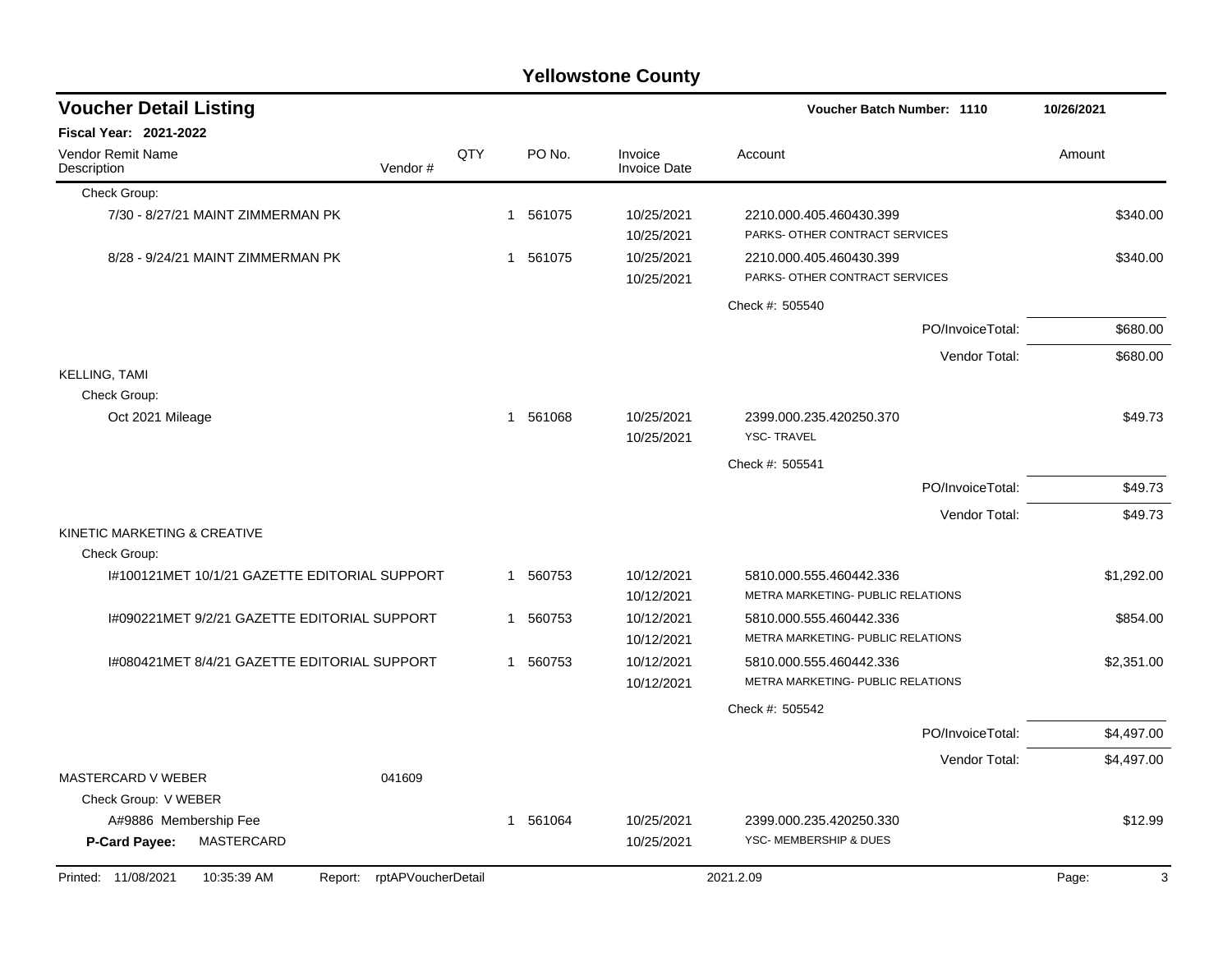# Yellowstone County

## Voucher Detail Listing

**Voucher Batch Number: 1110** 10/26/2021

**Fiscal Year: 2021-2022**

| Vendor Remit Name / Description | Vendor # | QTY | PO No. | Invoice / Invoice Date | Account | Amount |
|---|---|---|---|---|---|---|
| Check Group: | | | | | | |
| 7/30 - 8/27/21 MAINT ZIMMERMAN PK | | 1 | 561075 | 10/25/2021 / 10/25/2021 | 2210.000.405.460430.399 PARKS- OTHER CONTRACT SERVICES | $340.00 |
| 8/28 - 9/24/21 MAINT ZIMMERMAN PK | | 1 | 561075 | 10/25/2021 / 10/25/2021 | 2210.000.405.460430.399 PARKS- OTHER CONTRACT SERVICES | $340.00 |
| | | | | | Check #: 505540 | |
| | | | | | PO/InvoiceTotal: | $680.00 |
| | | | | | Vendor Total: | $680.00 |
| KELLING, TAMI | | | | | | |
| Check Group: | | | | | | |
| Oct 2021 Mileage | | 1 | 561068 | 10/25/2021 / 10/25/2021 | 2399.000.235.420250.370 YSC- TRAVEL | $49.73 |
| | | | | | Check #: 505541 | |
| | | | | | PO/InvoiceTotal: | $49.73 |
| | | | | | Vendor Total: | $49.73 |
| KINETIC MARKETING & CREATIVE | | | | | | |
| Check Group: | | | | | | |
| I#100121MET 10/1/21 GAZETTE EDITORIAL SUPPORT | | 1 | 560753 | 10/12/2021 / 10/12/2021 | 5810.000.555.460442.336 METRA MARKETING- PUBLIC RELATIONS | $1,292.00 |
| I#090221MET 9/2/21 GAZETTE EDITORIAL SUPPORT | | 1 | 560753 | 10/12/2021 / 10/12/2021 | 5810.000.555.460442.336 METRA MARKETING- PUBLIC RELATIONS | $854.00 |
| I#080421MET 8/4/21 GAZETTE EDITORIAL SUPPORT | | 1 | 560753 | 10/12/2021 / 10/12/2021 | 5810.000.555.460442.336 METRA MARKETING- PUBLIC RELATIONS | $2,351.00 |
| | | | | | Check #: 505542 | |
| | | | | | PO/InvoiceTotal: | $4,497.00 |
| | | | | | Vendor Total: | $4,497.00 |
| MASTERCARD V WEBER | 041609 | | | | | |
| Check Group: V WEBER | | | | | | |
| A#9886 Membership Fee | | 1 | 561064 | 10/25/2021 / 10/25/2021 | 2399.000.235.420250.330 YSC- MEMBERSHIP & DUES | $12.99 |
| **P-Card Payee:** MASTERCARD | | | | | | |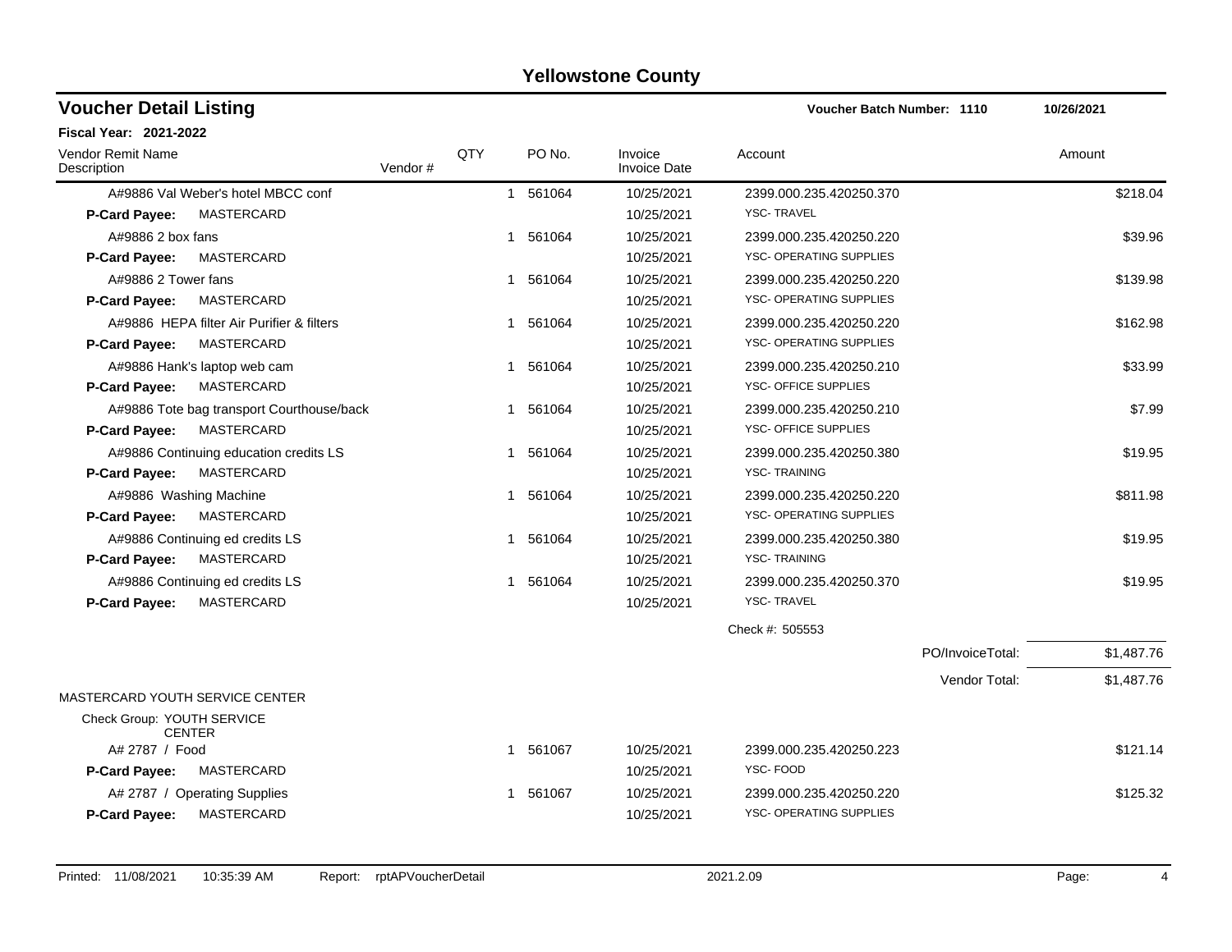# Yellowstone County

## Voucher Detail Listing

**Voucher Batch Number: 1110** 10/26/2021

**Fiscal Year: 2021-2022**

| Vendor Remit Name / Description | Vendor # | QTY | PO No. | Invoice / Invoice Date | Account | Amount |
|---|---|---|---|---|---|---|
| A#9886 Val Weber's hotel MBCC conf | | 1 | 561064 | 10/25/2021 | 2399.000.235.420250.370 | $218.04 |
| **P-Card Payee:** MASTERCARD | | | | 10/25/2021 | YSC- TRAVEL | |
| A#9886 2 box fans | | 1 | 561064 | 10/25/2021 | 2399.000.235.420250.220 | $39.96 |
| **P-Card Payee:** MASTERCARD | | | | 10/25/2021 | YSC- OPERATING SUPPLIES | |
| A#9886 2 Tower fans | | 1 | 561064 | 10/25/2021 | 2399.000.235.420250.220 | $139.98 |
| **P-Card Payee:** MASTERCARD | | | | 10/25/2021 | YSC- OPERATING SUPPLIES | |
| A#9886 HEPA filter Air Purifier & filters | | 1 | 561064 | 10/25/2021 | 2399.000.235.420250.220 | $162.98 |
| **P-Card Payee:** MASTERCARD | | | | 10/25/2021 | YSC- OPERATING SUPPLIES | |
| A#9886 Hank's laptop web cam | | 1 | 561064 | 10/25/2021 | 2399.000.235.420250.210 | $33.99 |
| **P-Card Payee:** MASTERCARD | | | | 10/25/2021 | YSC- OFFICE SUPPLIES | |
| A#9886 Tote bag transport Courthouse/back | | 1 | 561064 | 10/25/2021 | 2399.000.235.420250.210 | $7.99 |
| **P-Card Payee:** MASTERCARD | | | | 10/25/2021 | YSC- OFFICE SUPPLIES | |
| A#9886 Continuing education credits LS | | 1 | 561064 | 10/25/2021 | 2399.000.235.420250.380 | $19.95 |
| **P-Card Payee:** MASTERCARD | | | | 10/25/2021 | YSC- TRAINING | |
| A#9886 Washing Machine | | 1 | 561064 | 10/25/2021 | 2399.000.235.420250.220 | $811.98 |
| **P-Card Payee:** MASTERCARD | | | | 10/25/2021 | YSC- OPERATING SUPPLIES | |
| A#9886 Continuing ed credits LS | | 1 | 561064 | 10/25/2021 | 2399.000.235.420250.380 | $19.95 |
| **P-Card Payee:** MASTERCARD | | | | 10/25/2021 | YSC- TRAINING | |
| A#9886 Continuing ed credits LS | | 1 | 561064 | 10/25/2021 | 2399.000.235.420250.370 | $19.95 |
| **P-Card Payee:** MASTERCARD | | | | 10/25/2021 | YSC- TRAVEL | |
| | | | | | Check #: 505553 | |
| | | | | | PO/InvoiceTotal: | $1,487.76 |
| | | | | | Vendor Total: | $1,487.76 |

MASTERCARD YOUTH SERVICE CENTER

Check Group: YOUTH SERVICE CENTER

| Vendor Remit Name / Description | Vendor # | QTY | PO No. | Invoice / Invoice Date | Account | Amount |
|---|---|---|---|---|---|---|
| A# 2787 / Food | | 1 | 561067 | 10/25/2021 | 2399.000.235.420250.223 | $121.14 |
| **P-Card Payee:** MASTERCARD | | | | 10/25/2021 | YSC- FOOD | |
| A# 2787 / Operating Supplies | | 1 | 561067 | 10/25/2021 | 2399.000.235.420250.220 | $125.32 |
| **P-Card Payee:** MASTERCARD | | | | 10/25/2021 | YSC- OPERATING SUPPLIES | |

Printed: 11/08/2021 10:35:39 AM Report: rptAPVoucherDetail 2021.2.09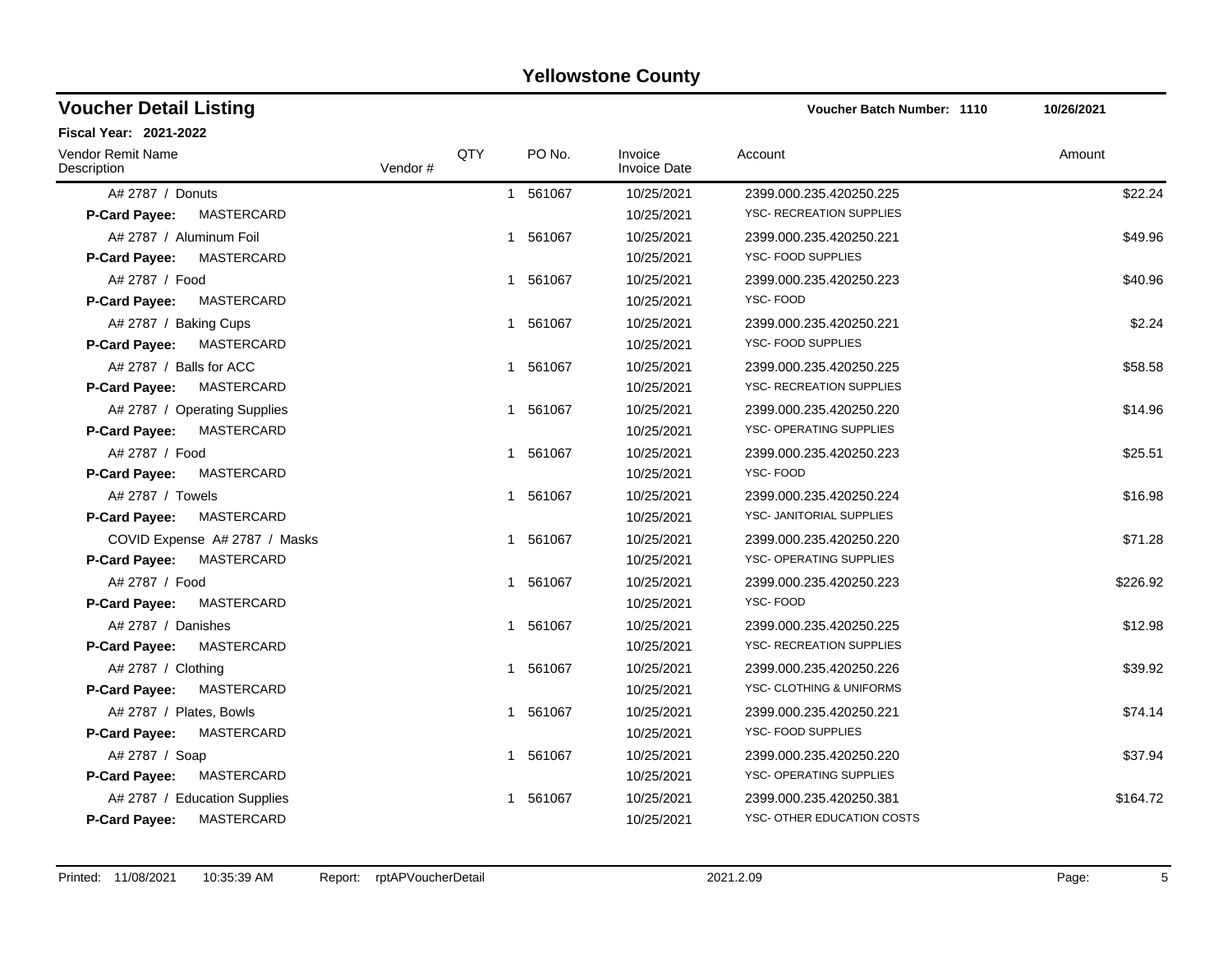# Yellowstone County

## Voucher Detail Listing

**Voucher Batch Number: 1110** 10/26/2021

**Fiscal Year: 2021-2022**

| Vendor Remit Name / Description | Vendor # | QTY | PO No. | Invoice / Invoice Date | Account | Amount |
|---|---|---|---|---|---|---|
| A# 2787 / Donuts | | 1 | 561067 | 10/25/2021 | 2399.000.235.420250.225 | $22.24 |
| **P-Card Payee:** MASTERCARD | | | | 10/25/2021 | YSC- RECREATION SUPPLIES | |
| A# 2787 / Aluminum Foil | | 1 | 561067 | 10/25/2021 | 2399.000.235.420250.221 | $49.96 |
| **P-Card Payee:** MASTERCARD | | | | 10/25/2021 | YSC- FOOD SUPPLIES | |
| A# 2787 / Food | | 1 | 561067 | 10/25/2021 | 2399.000.235.420250.223 | $40.96 |
| **P-Card Payee:** MASTERCARD | | | | 10/25/2021 | YSC- FOOD | |
| A# 2787 / Baking Cups | | 1 | 561067 | 10/25/2021 | 2399.000.235.420250.221 | $2.24 |
| **P-Card Payee:** MASTERCARD | | | | 10/25/2021 | YSC- FOOD SUPPLIES | |
| A# 2787 / Balls for ACC | | 1 | 561067 | 10/25/2021 | 2399.000.235.420250.225 | $58.58 |
| **P-Card Payee:** MASTERCARD | | | | 10/25/2021 | YSC- RECREATION SUPPLIES | |
| A# 2787 / Operating Supplies | | 1 | 561067 | 10/25/2021 | 2399.000.235.420250.220 | $14.96 |
| **P-Card Payee:** MASTERCARD | | | | 10/25/2021 | YSC- OPERATING SUPPLIES | |
| A# 2787 / Food | | 1 | 561067 | 10/25/2021 | 2399.000.235.420250.223 | $25.51 |
| **P-Card Payee:** MASTERCARD | | | | 10/25/2021 | YSC- FOOD | |
| A# 2787 / Towels | | 1 | 561067 | 10/25/2021 | 2399.000.235.420250.224 | $16.98 |
| **P-Card Payee:** MASTERCARD | | | | 10/25/2021 | YSC- JANITORIAL SUPPLIES | |
| COVID Expense A# 2787 / Masks | | 1 | 561067 | 10/25/2021 | 2399.000.235.420250.220 | $71.28 |
| **P-Card Payee:** MASTERCARD | | | | 10/25/2021 | YSC- OPERATING SUPPLIES | |
| A# 2787 / Food | | 1 | 561067 | 10/25/2021 | 2399.000.235.420250.223 | $226.92 |
| **P-Card Payee:** MASTERCARD | | | | 10/25/2021 | YSC- FOOD | |
| A# 2787 / Danishes | | 1 | 561067 | 10/25/2021 | 2399.000.235.420250.225 | $12.98 |
| **P-Card Payee:** MASTERCARD | | | | 10/25/2021 | YSC- RECREATION SUPPLIES | |
| A# 2787 / Clothing | | 1 | 561067 | 10/25/2021 | 2399.000.235.420250.226 | $39.92 |
| **P-Card Payee:** MASTERCARD | | | | 10/25/2021 | YSC- CLOTHING & UNIFORMS | |
| A# 2787 / Plates, Bowls | | 1 | 561067 | 10/25/2021 | 2399.000.235.420250.221 | $74.14 |
| **P-Card Payee:** MASTERCARD | | | | 10/25/2021 | YSC- FOOD SUPPLIES | |
| A# 2787 / Soap | | 1 | 561067 | 10/25/2021 | 2399.000.235.420250.220 | $37.94 |
| **P-Card Payee:** MASTERCARD | | | | 10/25/2021 | YSC- OPERATING SUPPLIES | |
| A# 2787 / Education Supplies | | 1 | 561067 | 10/25/2021 | 2399.000.235.420250.381 | $164.72 |
| **P-Card Payee:** MASTERCARD | | | | 10/25/2021 | YSC- OTHER EDUCATION COSTS | |

Printed: 11/08/2021 10:35:39 AM Report: rptAPVoucherDetail 2021.2.09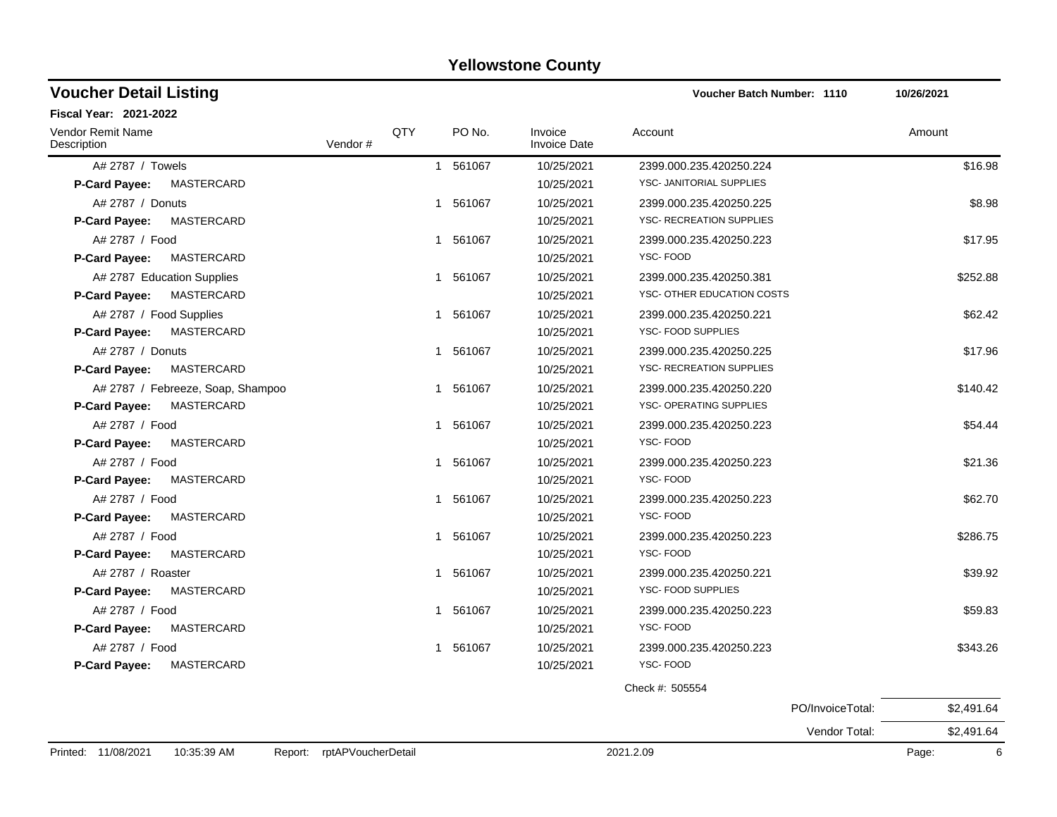# Yellowstone County

## Voucher Detail Listing

**Voucher Batch Number: 1110** 10/26/2021

**Fiscal Year: 2021-2022**

| Vendor Remit Name / Description | Vendor # | QTY | PO No. | Invoice / Invoice Date | Account | Amount |
|---|---|---|---|---|---|---|
| A# 2787 / Towels | | 1 | 561067 | 10/25/2021 | 2399.000.235.420250.224 | $16.98 |
| **P-Card Payee:** MASTERCARD | | | | 10/25/2021 | YSC- JANITORIAL SUPPLIES | |
| A# 2787 / Donuts | | 1 | 561067 | 10/25/2021 | 2399.000.235.420250.225 | $8.98 |
| **P-Card Payee:** MASTERCARD | | | | 10/25/2021 | YSC- RECREATION SUPPLIES | |
| A# 2787 / Food | | 1 | 561067 | 10/25/2021 | 2399.000.235.420250.223 | $17.95 |
| **P-Card Payee:** MASTERCARD | | | | 10/25/2021 | YSC- FOOD | |
| A# 2787 Education Supplies | | 1 | 561067 | 10/25/2021 | 2399.000.235.420250.381 | $252.88 |
| **P-Card Payee:** MASTERCARD | | | | 10/25/2021 | YSC- OTHER EDUCATION COSTS | |
| A# 2787 / Food Supplies | | 1 | 561067 | 10/25/2021 | 2399.000.235.420250.221 | $62.42 |
| **P-Card Payee:** MASTERCARD | | | | 10/25/2021 | YSC- FOOD SUPPLIES | |
| A# 2787 / Donuts | | 1 | 561067 | 10/25/2021 | 2399.000.235.420250.225 | $17.96 |
| **P-Card Payee:** MASTERCARD | | | | 10/25/2021 | YSC- RECREATION SUPPLIES | |
| A# 2787 / Febreeze, Soap, Shampoo | | 1 | 561067 | 10/25/2021 | 2399.000.235.420250.220 | $140.42 |
| **P-Card Payee:** MASTERCARD | | | | 10/25/2021 | YSC- OPERATING SUPPLIES | |
| A# 2787 / Food | | 1 | 561067 | 10/25/2021 | 2399.000.235.420250.223 | $54.44 |
| **P-Card Payee:** MASTERCARD | | | | 10/25/2021 | YSC- FOOD | |
| A# 2787 / Food | | 1 | 561067 | 10/25/2021 | 2399.000.235.420250.223 | $21.36 |
| **P-Card Payee:** MASTERCARD | | | | 10/25/2021 | YSC- FOOD | |
| A# 2787 / Food | | 1 | 561067 | 10/25/2021 | 2399.000.235.420250.223 | $62.70 |
| **P-Card Payee:** MASTERCARD | | | | 10/25/2021 | YSC- FOOD | |
| A# 2787 / Food | | 1 | 561067 | 10/25/2021 | 2399.000.235.420250.223 | $286.75 |
| **P-Card Payee:** MASTERCARD | | | | 10/25/2021 | YSC- FOOD | |
| A# 2787 / Roaster | | 1 | 561067 | 10/25/2021 | 2399.000.235.420250.221 | $39.92 |
| **P-Card Payee:** MASTERCARD | | | | 10/25/2021 | YSC- FOOD SUPPLIES | |
| A# 2787 / Food | | 1 | 561067 | 10/25/2021 | 2399.000.235.420250.223 | $59.83 |
| **P-Card Payee:** MASTERCARD | | | | 10/25/2021 | YSC- FOOD | |
| A# 2787 / Food | | 1 | 561067 | 10/25/2021 | 2399.000.235.420250.223 | $343.26 |
| **P-Card Payee:** MASTERCARD | | | | 10/25/2021 | YSC- FOOD | |

Check #: 505554

| | |
|---|---|
| PO/InvoiceTotal: | $2,491.64 |
| Vendor Total: | $2,491.64 |

Printed: 11/08/2021 10:35:39 AM Report: rptAPVoucherDetail 2021.2.09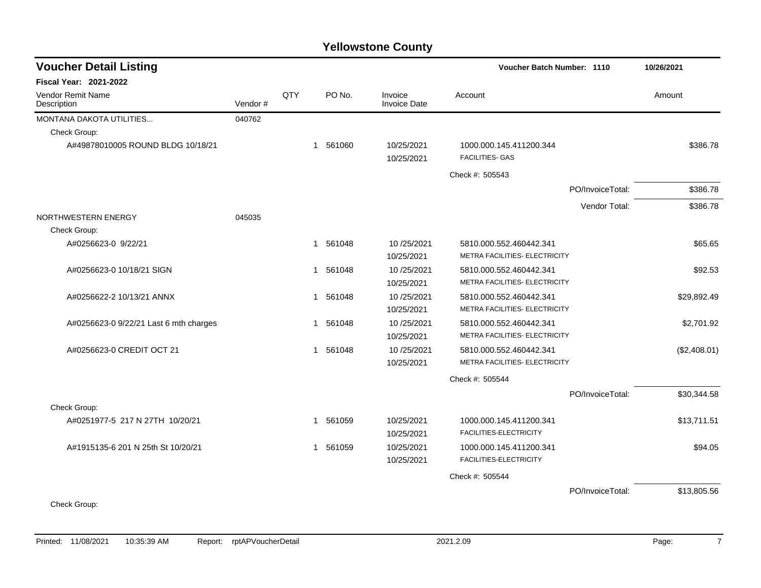# Yellowstone County

## Voucher Detail Listing

**Voucher Batch Number: 1110** — 10/26/2021

**Fiscal Year: 2021-2022**

| Vendor Remit Name / Description | Vendor # | QTY | PO No. | Invoice / Invoice Date | Account | Amount |
|---|---|---|---|---|---|---|
| MONTANA DAKOTA UTILITIES... | 040762 | | | | | |
| Check Group: | | | | | | |
| A#49878010005 ROUND BLDG 10/18/21 | | 1 | 561060 | 10/25/2021 / 10/25/2021 | 1000.000.145.411200.344 FACILITIES- GAS | $386.78 |
| | | | | | Check #: 505543 | |
| | | | | | PO/InvoiceTotal: | $386.78 |
| | | | | | Vendor Total: | $386.78 |
| NORTHWESTERN ENERGY | 045035 | | | | | |
| Check Group: | | | | | | |
| A#0256623-0 9/22/21 | | 1 | 561048 | 10 /25/2021 / 10/25/2021 | 5810.000.552.460442.341 METRA FACILITIES- ELECTRICITY | $65.65 |
| A#0256623-0 10/18/21 SIGN | | 1 | 561048 | 10 /25/2021 / 10/25/2021 | 5810.000.552.460442.341 METRA FACILITIES- ELECTRICITY | $92.53 |
| A#0256622-2 10/13/21 ANNX | | 1 | 561048 | 10 /25/2021 / 10/25/2021 | 5810.000.552.460442.341 METRA FACILITIES- ELECTRICITY | $29,892.49 |
| A#0256623-0 9/22/21 Last 6 mth charges | | 1 | 561048 | 10 /25/2021 / 10/25/2021 | 5810.000.552.460442.341 METRA FACILITIES- ELECTRICITY | $2,701.92 |
| A#0256623-0 CREDIT OCT 21 | | 1 | 561048 | 10 /25/2021 / 10/25/2021 | 5810.000.552.460442.341 METRA FACILITIES- ELECTRICITY | ($2,408.01) |
| | | | | | Check #: 505544 | |
| | | | | | PO/InvoiceTotal: | $30,344.58 |
| Check Group: | | | | | | |
| A#0251977-5 217 N 27TH 10/20/21 | | 1 | 561059 | 10/25/2021 / 10/25/2021 | 1000.000.145.411200.341 FACILITIES-ELECTRICITY | $13,711.51 |
| A#1915135-6 201 N 25th St 10/20/21 | | 1 | 561059 | 10/25/2021 / 10/25/2021 | 1000.000.145.411200.341 FACILITIES-ELECTRICITY | $94.05 |
| | | | | | Check #: 505544 | |
| | | | | | PO/InvoiceTotal: | $13,805.56 |
| Check Group: | | | | | | |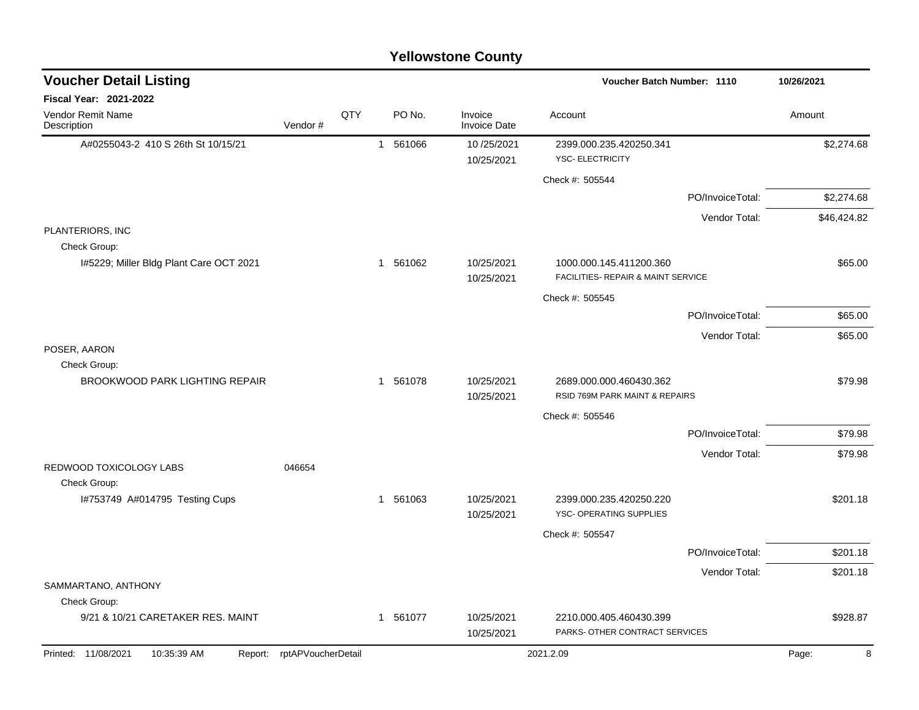## Voucher Detail Listing

**Voucher Batch Number: 1110** — 10/26/2021

**Fiscal Year: 2021-2022**

| Vendor Remit Name / Description | Vendor # | QTY | PO No. | Invoice / Invoice Date | Account | Amount |
|---|---|---|---|---|---|---|
| A#0255043-2 410 S 26th St 10/15/21 | | 1 | 561066 | 10 /25/2021<br>10/25/2021 | 2399.000.235.420250.341<br>YSC- ELECTRICITY | $2,274.68 |
| | | | | | Check #: 505544 | |
| | | | | | PO/InvoiceTotal: | $2,274.68 |
| | | | | | Vendor Total: | $46,424.82 |
| PLANTERIORS, INC | | | | | | |
| Check Group: | | | | | | |
| I#5229; Miller Bldg Plant Care OCT 2021 | | 1 | 561062 | 10/25/2021<br>10/25/2021 | 1000.000.145.411200.360<br>FACILITIES- REPAIR & MAINT SERVICE | $65.00 |
| | | | | | Check #: 505545 | |
| | | | | | PO/InvoiceTotal: | $65.00 |
| | | | | | Vendor Total: | $65.00 |
| POSER, AARON | | | | | | |
| Check Group: | | | | | | |
| BROOKWOOD PARK LIGHTING REPAIR | | 1 | 561078 | 10/25/2021<br>10/25/2021 | 2689.000.000.460430.362<br>RSID 769M PARK MAINT & REPAIRS | $79.98 |
| | | | | | Check #: 505546 | |
| | | | | | PO/InvoiceTotal: | $79.98 |
| | | | | | Vendor Total: | $79.98 |
| REDWOOD TOXICOLOGY LABS | 046654 | | | | | |
| Check Group: | | | | | | |
| I#753749 A#014795 Testing Cups | | 1 | 561063 | 10/25/2021<br>10/25/2021 | 2399.000.235.420250.220<br>YSC- OPERATING SUPPLIES | $201.18 |
| | | | | | Check #: 505547 | |
| | | | | | PO/InvoiceTotal: | $201.18 |
| | | | | | Vendor Total: | $201.18 |
| SAMMARTANO, ANTHONY | | | | | | |
| Check Group: | | | | | | |
| 9/21 & 10/21 CARETAKER RES. MAINT | | 1 | 561077 | 10/25/2021<br>10/25/2021 | 2210.000.405.460430.399<br>PARKS- OTHER CONTRACT SERVICES | $928.87 |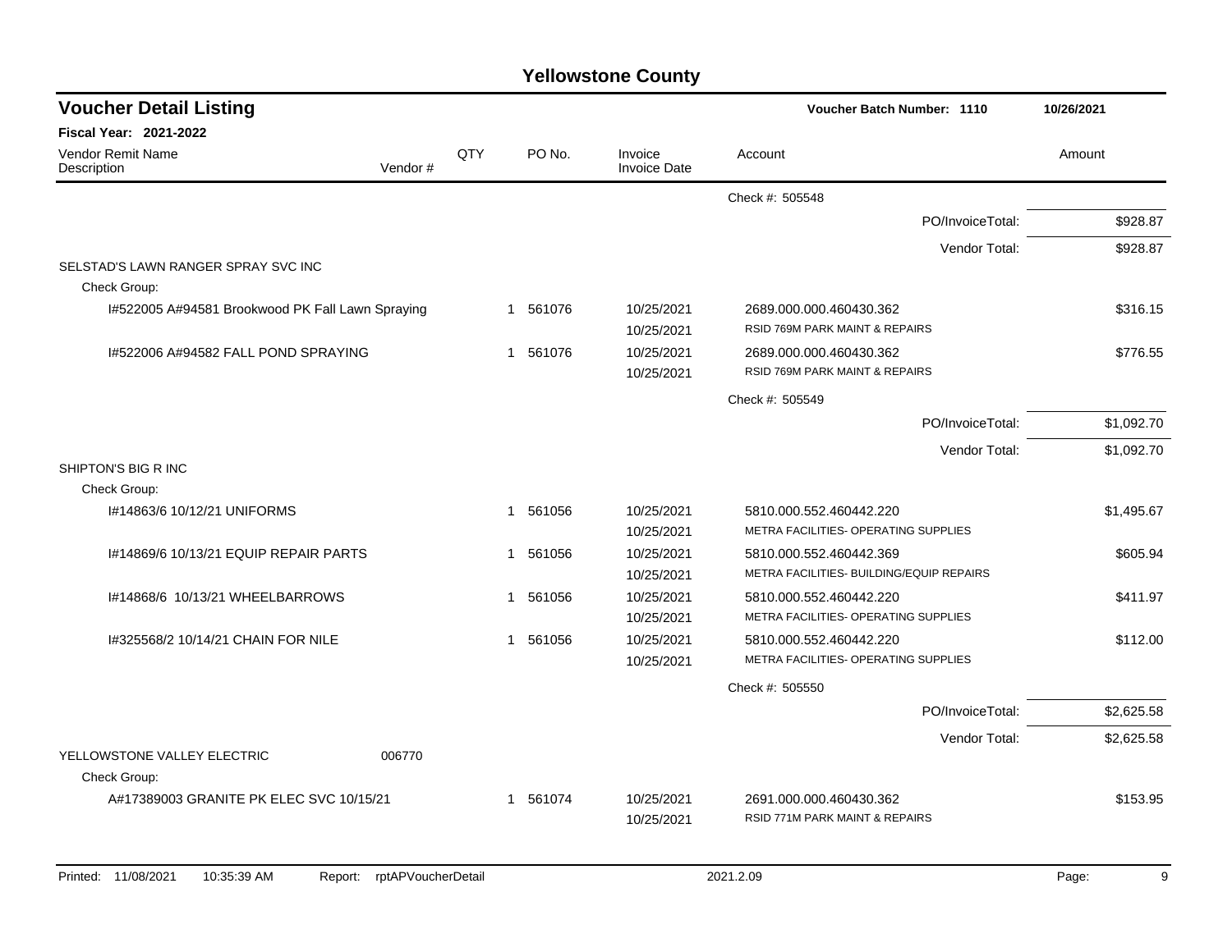# Yellowstone County

## Voucher Detail Listing

**Voucher Batch Number: 1110** 10/26/2021

**Fiscal Year: 2021-2022**

| Vendor Remit Name / Description | Vendor # | QTY | PO No. | Invoice / Invoice Date | Account | Amount |
|---|---|---|---|---|---|---|
| | | | | | Check #: 505548 | |
| | | | | | PO/InvoiceTotal: | $928.87 |
| | | | | | Vendor Total: | $928.87 |
| SELSTAD'S LAWN RANGER SPRAY SVC INC | | | | | | |
| Check Group: | | | | | | |
| I#522005 A#94581 Brookwood PK Fall Lawn Spraying | | 1 | 561076 | 10/25/2021<br>10/25/2021 | 2689.000.000.460430.362<br>RSID 769M PARK MAINT & REPAIRS | $316.15 |
| I#522006 A#94582 FALL POND SPRAYING | | 1 | 561076 | 10/25/2021<br>10/25/2021 | 2689.000.000.460430.362<br>RSID 769M PARK MAINT & REPAIRS | $776.55 |
| | | | | | Check #: 505549 | |
| | | | | | PO/InvoiceTotal: | $1,092.70 |
| | | | | | Vendor Total: | $1,092.70 |
| SHIPTON'S BIG R INC | | | | | | |
| Check Group: | | | | | | |
| I#14863/6 10/12/21 UNIFORMS | | 1 | 561056 | 10/25/2021<br>10/25/2021 | 5810.000.552.460442.220<br>METRA FACILITIES- OPERATING SUPPLIES | $1,495.67 |
| I#14869/6 10/13/21 EQUIP REPAIR PARTS | | 1 | 561056 | 10/25/2021<br>10/25/2021 | 5810.000.552.460442.369<br>METRA FACILITIES- BUILDING/EQUIP REPAIRS | $605.94 |
| I#14868/6 10/13/21 WHEELBARROWS | | 1 | 561056 | 10/25/2021<br>10/25/2021 | 5810.000.552.460442.220<br>METRA FACILITIES- OPERATING SUPPLIES | $411.97 |
| I#325568/2 10/14/21 CHAIN FOR NILE | | 1 | 561056 | 10/25/2021<br>10/25/2021 | 5810.000.552.460442.220<br>METRA FACILITIES- OPERATING SUPPLIES | $112.00 |
| | | | | | Check #: 505550 | |
| | | | | | PO/InvoiceTotal: | $2,625.58 |
| | | | | | Vendor Total: | $2,625.58 |
| YELLOWSTONE VALLEY ELECTRIC | 006770 | | | | | |
| Check Group: | | | | | | |
| A#17389003 GRANITE PK ELEC SVC 10/15/21 | | 1 | 561074 | 10/25/2021<br>10/25/2021 | 2691.000.000.460430.362<br>RSID 771M PARK MAINT & REPAIRS | $153.95 |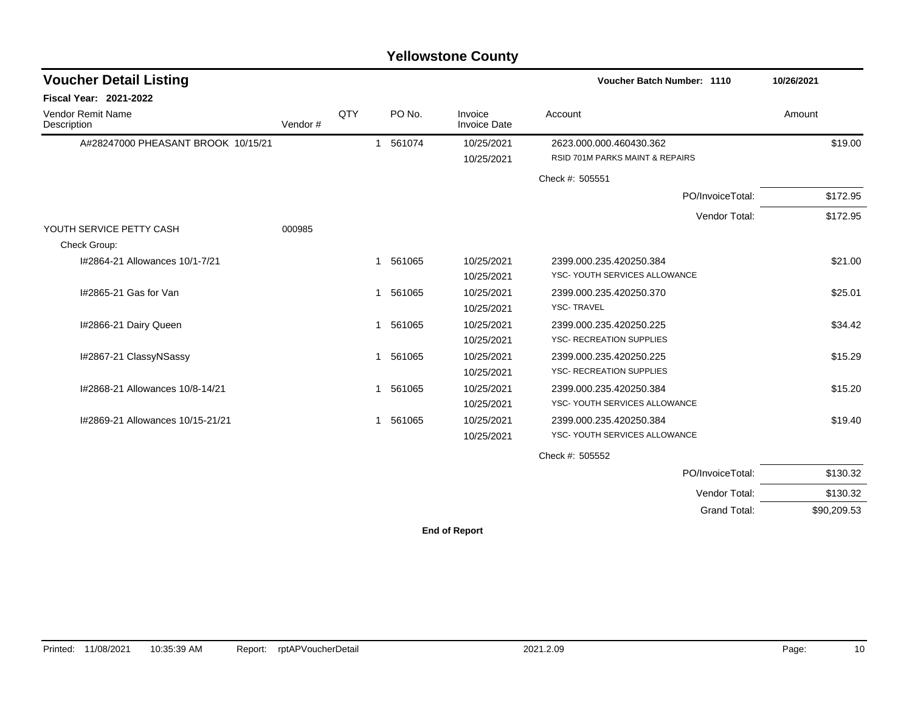# Yellowstone County

## Voucher Detail Listing

**Voucher Batch Number: 1110** 10/26/2021

**Fiscal Year: 2021-2022**

| Vendor Remit Name / Description | Vendor # | QTY | PO No. | Invoice / Invoice Date | Account | Amount |
|---|---|---|---|---|---|---|
| A#28247000 PHEASANT BROOK 10/15/21 | | 1 | 561074 | 10/25/2021 | 2623.000.000.460430.362 | $19.00 |
| | | | | 10/25/2021 | RSID 701M PARKS MAINT & REPAIRS | |
| | | | | | Check #: 505551 | |
| | | | | | PO/InvoiceTotal: | $172.95 |
| | | | | | Vendor Total: | $172.95 |
| YOUTH SERVICE PETTY CASH | 000985 | | | | | |
| Check Group: | | | | | | |
| I#2864-21 Allowances 10/1-7/21 | | 1 | 561065 | 10/25/2021 | 2399.000.235.420250.384 | $21.00 |
| | | | | 10/25/2021 | YSC- YOUTH SERVICES ALLOWANCE | |
| I#2865-21 Gas for Van | | 1 | 561065 | 10/25/2021 | 2399.000.235.420250.370 | $25.01 |
| | | | | 10/25/2021 | YSC- TRAVEL | |
| I#2866-21 Dairy Queen | | 1 | 561065 | 10/25/2021 | 2399.000.235.420250.225 | $34.42 |
| | | | | 10/25/2021 | YSC- RECREATION SUPPLIES | |
| I#2867-21 ClassyNSassy | | 1 | 561065 | 10/25/2021 | 2399.000.235.420250.225 | $15.29 |
| | | | | 10/25/2021 | YSC- RECREATION SUPPLIES | |
| I#2868-21 Allowances 10/8-14/21 | | 1 | 561065 | 10/25/2021 | 2399.000.235.420250.384 | $15.20 |
| | | | | 10/25/2021 | YSC- YOUTH SERVICES ALLOWANCE | |
| I#2869-21 Allowances 10/15-21/21 | | 1 | 561065 | 10/25/2021 | 2399.000.235.420250.384 | $19.40 |
| | | | | 10/25/2021 | YSC- YOUTH SERVICES ALLOWANCE | |
| | | | | | Check #: 505552 | |
| | | | | | PO/InvoiceTotal: | $130.32 |
| | | | | | Vendor Total: | $130.32 |
| | | | | | Grand Total: | $90,209.53 |

**End of Report**